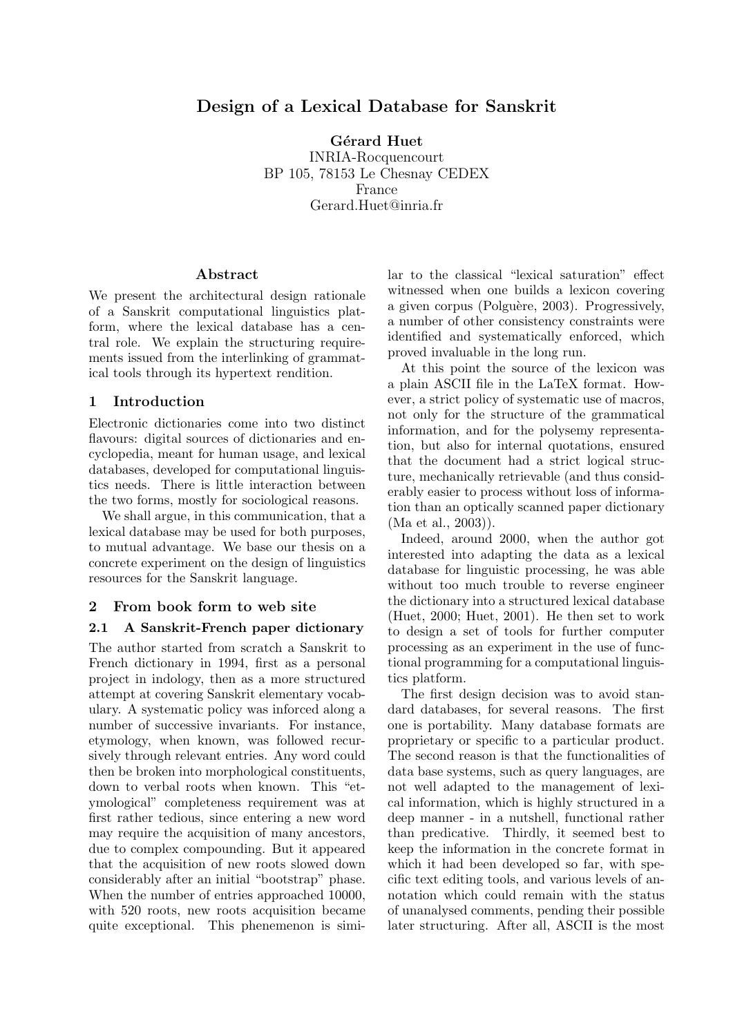# Design of a Lexical Database for Sanskrit

**Gérard Huet**
INRIA-Rocquencourt
BP 105, 78153 Le Chesnay CEDEX
France
Gerard.Huet@inria.fr

## Abstract

We present the architectural design rationale of a Sanskrit computational linguistics platform, where the lexical database has a central role. We explain the structuring requirements issued from the interlinking of grammatical tools through its hypertext rendition.

## 1 Introduction

Electronic dictionaries come into two distinct flavours: digital sources of dictionaries and encyclopedia, meant for human usage, and lexical databases, developed for computational linguistics needs. There is little interaction between the two forms, mostly for sociological reasons.

We shall argue, in this communication, that a lexical database may be used for both purposes, to mutual advantage. We base our thesis on a concrete experiment on the design of linguistics resources for the Sanskrit language.

## 2 From book form to web site

### 2.1 A Sanskrit-French paper dictionary

The author started from scratch a Sanskrit to French dictionary in 1994, first as a personal project in indology, then as a more structured attempt at covering Sanskrit elementary vocabulary. A systematic policy was inforced along a number of successive invariants. For instance, etymology, when known, was followed recursively through relevant entries. Any word could then be broken into morphological constituents, down to verbal roots when known. This "etymological" completeness requirement was at first rather tedious, since entering a new word may require the acquisition of many ancestors, due to complex compounding. But it appeared that the acquisition of new roots slowed down considerably after an initial "bootstrap" phase. When the number of entries approached 10000, with 520 roots, new roots acquisition became quite exceptional. This phenemenon is similar to the classical "lexical saturation" effect witnessed when one builds a lexicon covering a given corpus (Polguère, 2003). Progressively, a number of other consistency constraints were identified and systematically enforced, which proved invaluable in the long run.

At this point the source of the lexicon was a plain ASCII file in the LaTeX format. However, a strict policy of systematic use of macros, not only for the structure of the grammatical information, and for the polysemy representation, but also for internal quotations, ensured that the document had a strict logical structure, mechanically retrievable (and thus considerably easier to process without loss of information than an optically scanned paper dictionary (Ma et al., 2003)).

Indeed, around 2000, when the author got interested into adapting the data as a lexical database for linguistic processing, he was able without too much trouble to reverse engineer the dictionary into a structured lexical database (Huet, 2000; Huet, 2001). He then set to work to design a set of tools for further computer processing as an experiment in the use of functional programming for a computational linguistics platform.

The first design decision was to avoid standard databases, for several reasons. The first one is portability. Many database formats are proprietary or specific to a particular product. The second reason is that the functionalities of data base systems, such as query languages, are not well adapted to the management of lexical information, which is highly structured in a deep manner - in a nutshell, functional rather than predicative. Thirdly, it seemed best to keep the information in the concrete format in which it had been developed so far, with specific text editing tools, and various levels of annotation which could remain with the status of unanalysed comments, pending their possible later structuring. After all, ASCII is the most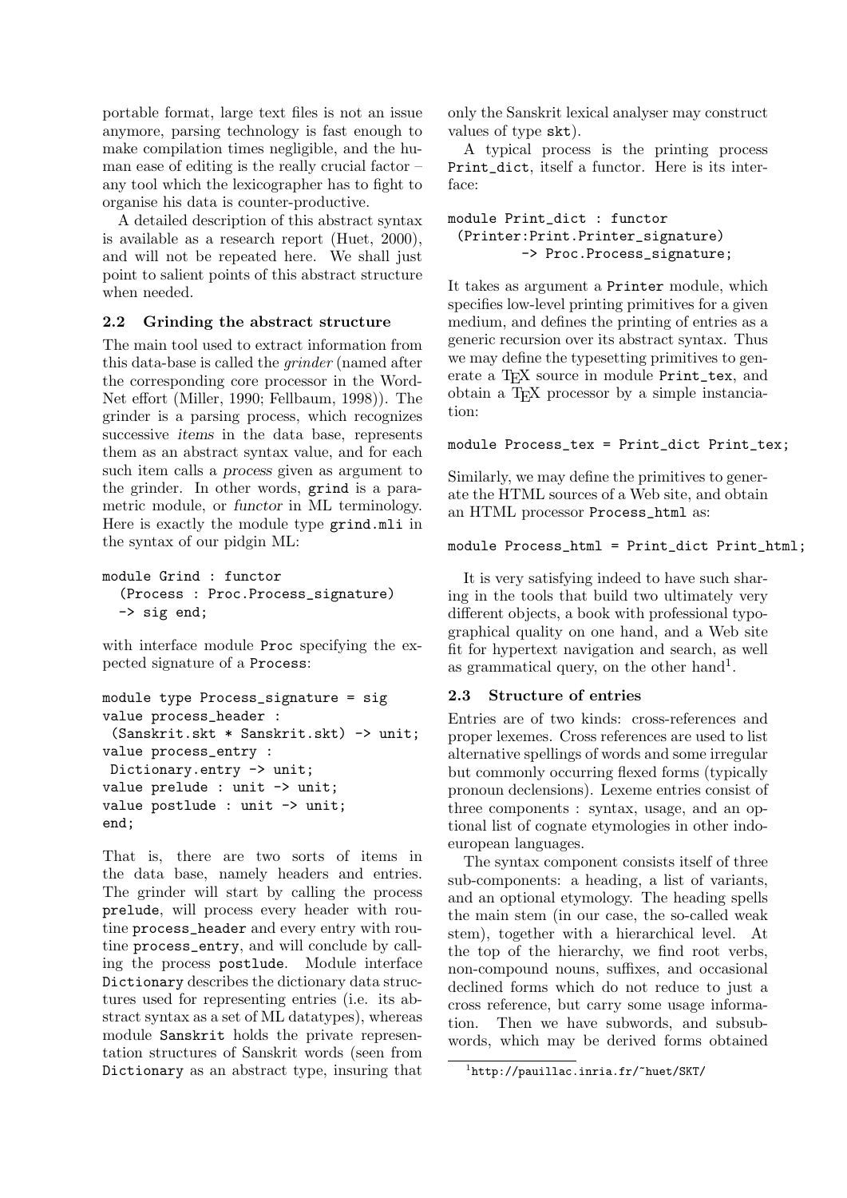portable format, large text files is not an issue anymore, parsing technology is fast enough to make compilation times negligible, and the human ease of editing is the really crucial factor – any tool which the lexicographer has to fight to organise his data is counter-productive.

A detailed description of this abstract syntax is available as a research report (Huet, 2000), and will not be repeated here. We shall just point to salient points of this abstract structure when needed.

### 2.2 Grinding the abstract structure

The main tool used to extract information from this data-base is called the *grinder* (named after the corresponding core processor in the WordNet effort (Miller, 1990; Fellbaum, 1998)). The grinder is a parsing process, which recognizes successive *items* in the data base, represents them as an abstract syntax value, and for each such item calls a *process* given as argument to the grinder. In other words, grind is a parametric module, or *functor* in ML terminology. Here is exactly the module type grind.mli in the syntax of our pidgin ML:

```
module Grind : functor
  (Process : Proc.Process_signature)
  -> sig end;
```

with interface module Proc specifying the expected signature of a Process:

```
module type Process_signature = sig
value process_header :
 (Sanskrit.skt * Sanskrit.skt) -> unit;
value process_entry :
 Dictionary.entry -> unit;
value prelude : unit -> unit;
value postlude : unit -> unit;
end;
```

That is, there are two sorts of items in the data base, namely headers and entries. The grinder will start by calling the process prelude, will process every header with routine process_header and every entry with routine process_entry, and will conclude by calling the process postlude. Module interface Dictionary describes the dictionary data structures used for representing entries (i.e. its abstract syntax as a set of ML datatypes), whereas module Sanskrit holds the private representation structures of Sanskrit words (seen from Dictionary as an abstract type, insuring that only the Sanskrit lexical analyser may construct values of type skt).

A typical process is the printing process Print_dict, itself a functor. Here is its interface:

```
module Print_dict : functor
 (Printer:Print.Printer_signature)
         -> Proc.Process_signature;
```

It takes as argument a Printer module, which specifies low-level printing primitives for a given medium, and defines the printing of entries as a generic recursion over its abstract syntax. Thus we may define the typesetting primitives to generate a TEX source in module Print_tex, and obtain a TEX processor by a simple instanciation:

```
module Process_tex = Print_dict Print_tex;
```

Similarly, we may define the primitives to generate the HTML sources of a Web site, and obtain an HTML processor Process_html as:

```
module Process_html = Print_dict Print_html;
```

It is very satisfying indeed to have such sharing in the tools that build two ultimately very different objects, a book with professional typographical quality on one hand, and a Web site fit for hypertext navigation and search, as well as grammatical query, on the other hand[1].

### 2.3 Structure of entries

Entries are of two kinds: cross-references and proper lexemes. Cross references are used to list alternative spellings of words and some irregular but commonly occurring flexed forms (typically pronoun declensions). Lexeme entries consist of three components : syntax, usage, and an optional list of cognate etymologies in other indo-european languages.

The syntax component consists itself of three sub-components: a heading, a list of variants, and an optional etymology. The heading spells the main stem (in our case, the so-called weak stem), together with a hierarchical level. At the top of the hierarchy, we find root verbs, non-compound nouns, suffixes, and occasional declined forms which do not reduce to just a cross reference, but carry some usage information. Then we have subwords, and subsubwords, which may be derived forms obtained

[1] http://pauillac.inria.fr/~huet/SKT/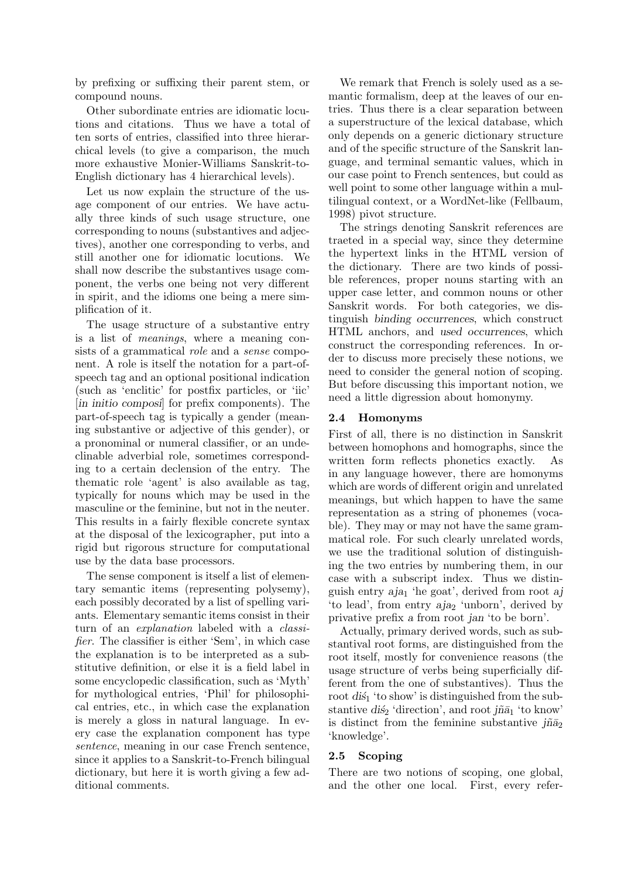by prefixing or suffixing their parent stem, or compound nouns.

Other subordinate entries are idiomatic locutions and citations. Thus we have a total of ten sorts of entries, classified into three hierarchical levels (to give a comparison, the much more exhaustive Monier-Williams Sanskrit-to-English dictionary has 4 hierarchical levels).

Let us now explain the structure of the usage component of our entries. We have actually three kinds of such usage structure, one corresponding to nouns (substantives and adjectives), another one corresponding to verbs, and still another one for idiomatic locutions. We shall now describe the substantives usage component, the verbs one being not very different in spirit, and the idioms one being a mere simplification of it.

The usage structure of a substantive entry is a list of *meanings*, where a meaning consists of a grammatical *role* and a *sense* component. A role is itself the notation for a part-of-speech tag and an optional positional indication (such as 'enclitic' for postfix particles, or 'iic' [*in initio composi*] for prefix components). The part-of-speech tag is typically a gender (meaning substantive or adjective of this gender), or a pronominal or numeral classifier, or an undeclinable adverbial role, sometimes corresponding to a certain declension of the entry. The thematic role 'agent' is also available as tag, typically for nouns which may be used in the masculine or the feminine, but not in the neuter. This results in a fairly flexible concrete syntax at the disposal of the lexicographer, put into a rigid but rigorous structure for computational use by the data base processors.

The sense component is itself a list of elementary semantic items (representing polysemy), each possibly decorated by a list of spelling variants. Elementary semantic items consist in their turn of an *explanation* labeled with a *classifier*. The classifier is either 'Sem', in which case the explanation is to be interpreted as a substitutive definition, or else it is a field label in some encyclopedic classification, such as 'Myth' for mythological entries, 'Phil' for philosophical entries, etc., in which case the explanation is merely a gloss in natural language. In every case the explanation component has type *sentence*, meaning in our case French sentence, since it applies to a Sanskrit-to-French bilingual dictionary, but here it is worth giving a few additional comments.

We remark that French is solely used as a semantic formalism, deep at the leaves of our entries. Thus there is a clear separation between a superstructure of the lexical database, which only depends on a generic dictionary structure and of the specific structure of the Sanskrit language, and terminal semantic values, which in our case point to French sentences, but could as well point to some other language within a multilingual context, or a WordNet-like (Fellbaum, 1998) pivot structure.

The strings denoting Sanskrit references are traeted in a special way, since they determine the hypertext links in the HTML version of the dictionary. There are two kinds of possible references, proper nouns starting with an upper case letter, and common nouns or other Sanskrit words. For both categories, we distinguish *binding occurrences*, which construct HTML anchors, and *used occurrences*, which construct the corresponding references. In order to discuss more precisely these notions, we need to consider the general notion of scoping. But before discussing this important notion, we need a little digression about homonymy.

### 2.4 Homonyms

First of all, there is no distinction in Sanskrit between homophons and homographs, since the written form reflects phonetics exactly. As in any language however, there are homonyms which are words of different origin and unrelated meanings, but which happen to have the same representation as a string of phonemes (vocable). They may or may not have the same grammatical role. For such clearly unrelated words, we use the traditional solution of distinguishing the two entries by numbering them, in our case with a subscript index. Thus we distinguish entry $aja_1$ 'he goat', derived from root *aj* 'to lead', from entry $aja_2$ 'unborn', derived by privative prefix *a* from root *jan* 'to be born'.

Actually, primary derived words, such as substantival root forms, are distinguished from the root itself, mostly for convenience reasons (the usage structure of verbs being superficially different from the one of substantives). Thus the root $diś_1$ 'to show' is distinguished from the substantive $diś_2$ 'direction', and root $jñā_1$ 'to know' is distinct from the feminine substantive $jñā_2$ 'knowledge'.

### 2.5 Scoping

There are two notions of scoping, one global, and the other one local. First, every refer-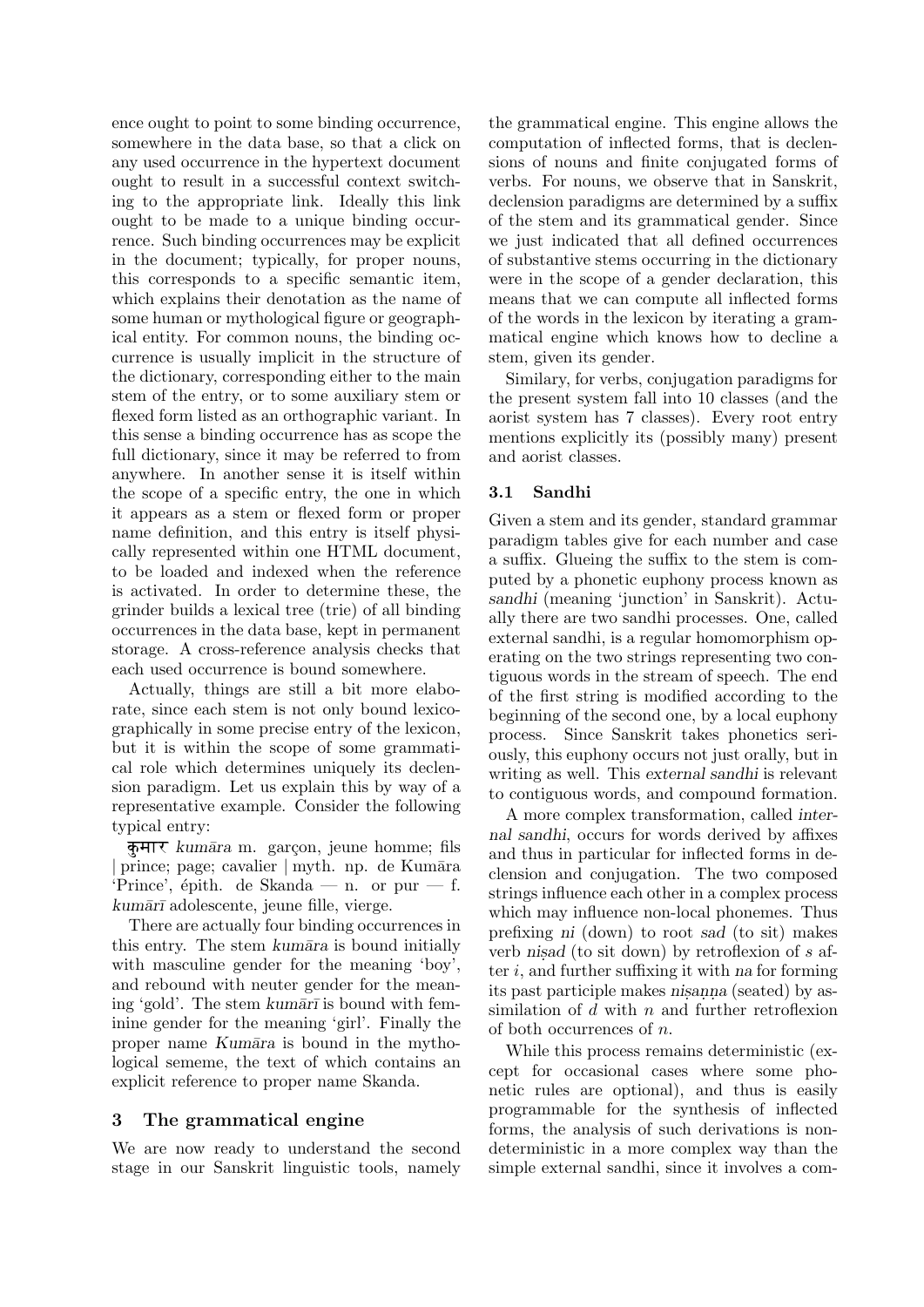ence ought to point to some binding occurrence, somewhere in the data base, so that a click on any used occurrence in the hypertext document ought to result in a successful context switching to the appropriate link. Ideally this link ought to be made to a unique binding occurrence. Such binding occurrences may be explicit in the document; typically, for proper nouns, this corresponds to a specific semantic item, which explains their denotation as the name of some human or mythological figure or geographical entity. For common nouns, the binding occurrence is usually implicit in the structure of the dictionary, corresponding either to the main stem of the entry, or to some auxiliary stem or flexed form listed as an orthographic variant. In this sense a binding occurrence has as scope the full dictionary, since it may be referred to from anywhere. In another sense it is itself within the scope of a specific entry, the one in which it appears as a stem or flexed form or proper name definition, and this entry is itself physically represented within one HTML document, to be loaded and indexed when the reference is activated. In order to determine these, the grinder builds a lexical tree (trie) of all binding occurrences in the data base, kept in permanent storage. A cross-reference analysis checks that each used occurrence is bound somewhere.

Actually, things are still a bit more elaborate, since each stem is not only bound lexicographically in some precise entry of the lexicon, but it is within the scope of some grammatical role which determines uniquely its declension paradigm. Let us explain this by way of a representative example. Consider the following typical entry:

**कुमार** *kumāra* m. garçon, jeune homme; fils | prince; page; cavalier | myth. np. de Kumāra 'Prince', épith. de Skanda — n. or pur — f. *kumārī* adolescente, jeune fille, vierge.

There are actually four binding occurrences in this entry. The stem *kumāra* is bound initially with masculine gender for the meaning 'boy', and rebound with neuter gender for the meaning 'gold'. The stem *kumārī* is bound with feminine gender for the meaning 'girl'. Finally the proper name *Kumāra* is bound in the mythological sememe, the text of which contains an explicit reference to proper name Skanda.

## 3 The grammatical engine

We are now ready to understand the second stage in our Sanskrit linguistic tools, namely the grammatical engine. This engine allows the computation of inflected forms, that is declensions of nouns and finite conjugated forms of verbs. For nouns, we observe that in Sanskrit, declension paradigms are determined by a suffix of the stem and its grammatical gender. Since we just indicated that all defined occurrences of substantive stems occurring in the dictionary were in the scope of a gender declaration, this means that we can compute all inflected forms of the words in the lexicon by iterating a grammatical engine which knows how to decline a stem, given its gender.

Similary, for verbs, conjugation paradigms for the present system fall into 10 classes (and the aorist system has 7 classes). Every root entry mentions explicitly its (possibly many) present and aorist classes.

### 3.1 Sandhi

Given a stem and its gender, standard grammar paradigm tables give for each number and case a suffix. Glueing the suffix to the stem is computed by a phonetic euphony process known as *sandhi* (meaning 'junction' in Sanskrit). Actually there are two sandhi processes. One, called external sandhi, is a regular homomorphism operating on the two strings representing two contiguous words in the stream of speech. The end of the first string is modified according to the beginning of the second one, by a local euphony process. Since Sanskrit takes phonetics seriously, this euphony occurs not just orally, but in writing as well. This *external sandhi* is relevant to contiguous words, and compound formation.

A more complex transformation, called *internal sandhi*, occurs for words derived by affixes and thus in particular for inflected forms in declension and conjugation. The two composed strings influence each other in a complex process which may influence non-local phonemes. Thus prefixing *ni* (down) to root *sad* (to sit) makes verb *niṣad* (to sit down) by retroflexion of *s* after *i*, and further suffixing it with *na* for forming its past participle makes *niṣaṇṇa* (seated) by assimilation of *d* with *n* and further retroflexion of both occurrences of *n*.

While this process remains deterministic (except for occasional cases where some phonetic rules are optional), and thus is easily programmable for the synthesis of inflected forms, the analysis of such derivations is non-deterministic in a more complex way than the simple external sandhi, since it involves a com-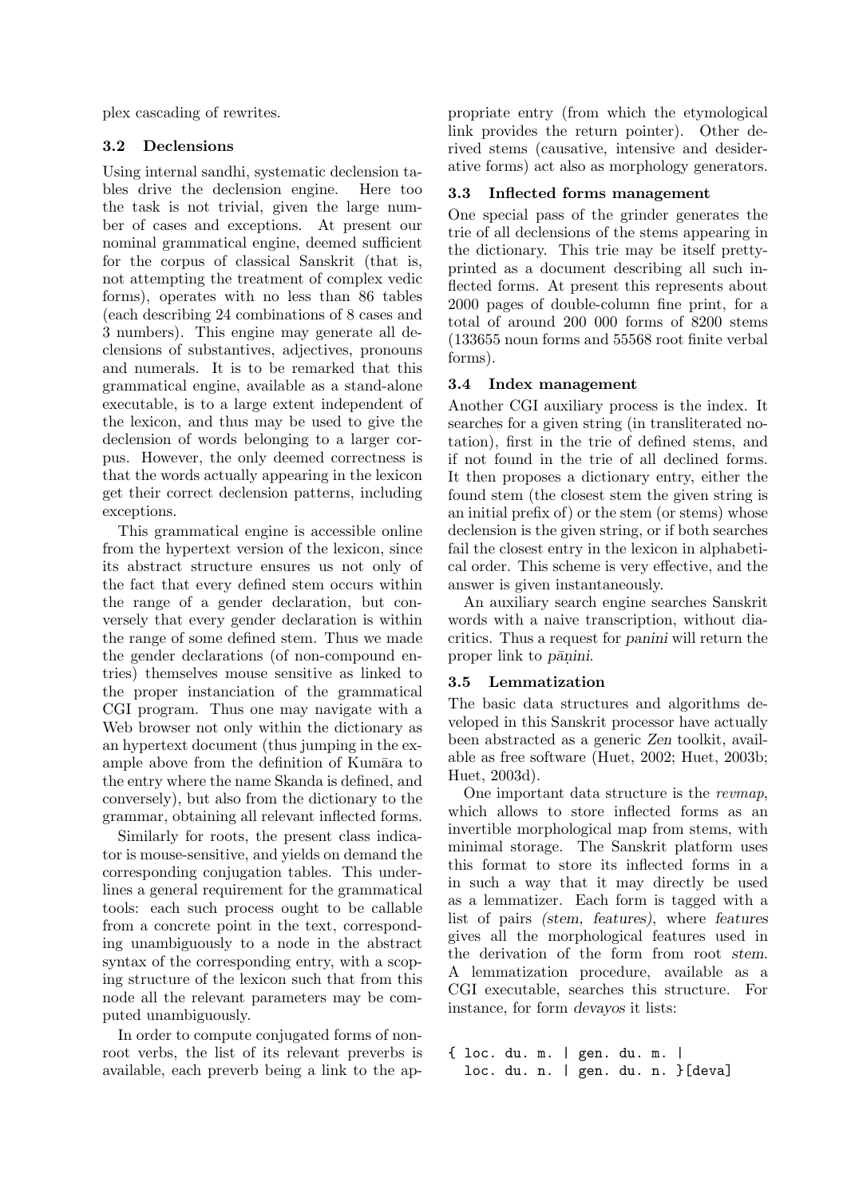plex cascading of rewrites.

### 3.2 Declensions

Using internal sandhi, systematic declension tables drive the declension engine. Here too the task is not trivial, given the large number of cases and exceptions. At present our nominal grammatical engine, deemed sufficient for the corpus of classical Sanskrit (that is, not attempting the treatment of complex vedic forms), operates with no less than 86 tables (each describing 24 combinations of 8 cases and 3 numbers). This engine may generate all declensions of substantives, adjectives, pronouns and numerals. It is to be remarked that this grammatical engine, available as a stand-alone executable, is to a large extent independent of the lexicon, and thus may be used to give the declension of words belonging to a larger corpus. However, the only deemed correctness is that the words actually appearing in the lexicon get their correct declension patterns, including exceptions.

This grammatical engine is accessible online from the hypertext version of the lexicon, since its abstract structure ensures us not only of the fact that every defined stem occurs within the range of a gender declaration, but conversely that every gender declaration is within the range of some defined stem. Thus we made the gender declarations (of non-compound entries) themselves mouse sensitive as linked to the proper instanciation of the grammatical CGI program. Thus one may navigate with a Web browser not only within the dictionary as an hypertext document (thus jumping in the example above from the definition of Kumāra to the entry where the name Skanda is defined, and conversely), but also from the dictionary to the grammar, obtaining all relevant inflected forms.

Similarly for roots, the present class indicator is mouse-sensitive, and yields on demand the corresponding conjugation tables. This underlines a general requirement for the grammatical tools: each such process ought to be callable from a concrete point in the text, corresponding unambiguously to a node in the abstract syntax of the corresponding entry, with a scoping structure of the lexicon such that from this node all the relevant parameters may be computed unambiguously.

In order to compute conjugated forms of non-root verbs, the list of its relevant preverbs is available, each preverb being a link to the appropriate entry (from which the etymological link provides the return pointer). Other derived stems (causative, intensive and desiderative forms) act also as morphology generators.

### 3.3 Inflected forms management

One special pass of the grinder generates the trie of all declensions of the stems appearing in the dictionary. This trie may be itself pretty-printed as a document describing all such inflected forms. At present this represents about 2000 pages of double-column fine print, for a total of around 200 000 forms of 8200 stems (133655 noun forms and 55568 root finite verbal forms).

### 3.4 Index management

Another CGI auxiliary process is the index. It searches for a given string (in transliterated notation), first in the trie of defined stems, and if not found in the trie of all declined forms. It then proposes a dictionary entry, either the found stem (the closest stem the given string is an initial prefix of) or the stem (or stems) whose declension is the given string, or if both searches fail the closest entry in the lexicon in alphabetical order. This scheme is very effective, and the answer is given instantaneously.

An auxiliary search engine searches Sanskrit words with a naive transcription, without diacritics. Thus a request for *panini* will return the proper link to *pāṇini*.

### 3.5 Lemmatization

The basic data structures and algorithms developed in this Sanskrit processor have actually been abstracted as a generic *Zen* toolkit, available as free software (Huet, 2002; Huet, 2003b; Huet, 2003d).

One important data structure is the *revmap*, which allows to store inflected forms as an invertible morphological map from stems, with minimal storage. The Sanskrit platform uses this format to store its inflected forms in a in such a way that it may directly be used as a lemmatizer. Each form is tagged with a list of pairs *(stem, features)*, where *features* gives all the morphological features used in the derivation of the form from root *stem*. A lemmatization procedure, available as a CGI executable, searches this structure. For instance, for form *devayos* it lists:

```
{ loc. du. m. | gen. du. m. |
  loc. du. n. | gen. du. n. }[deva]
```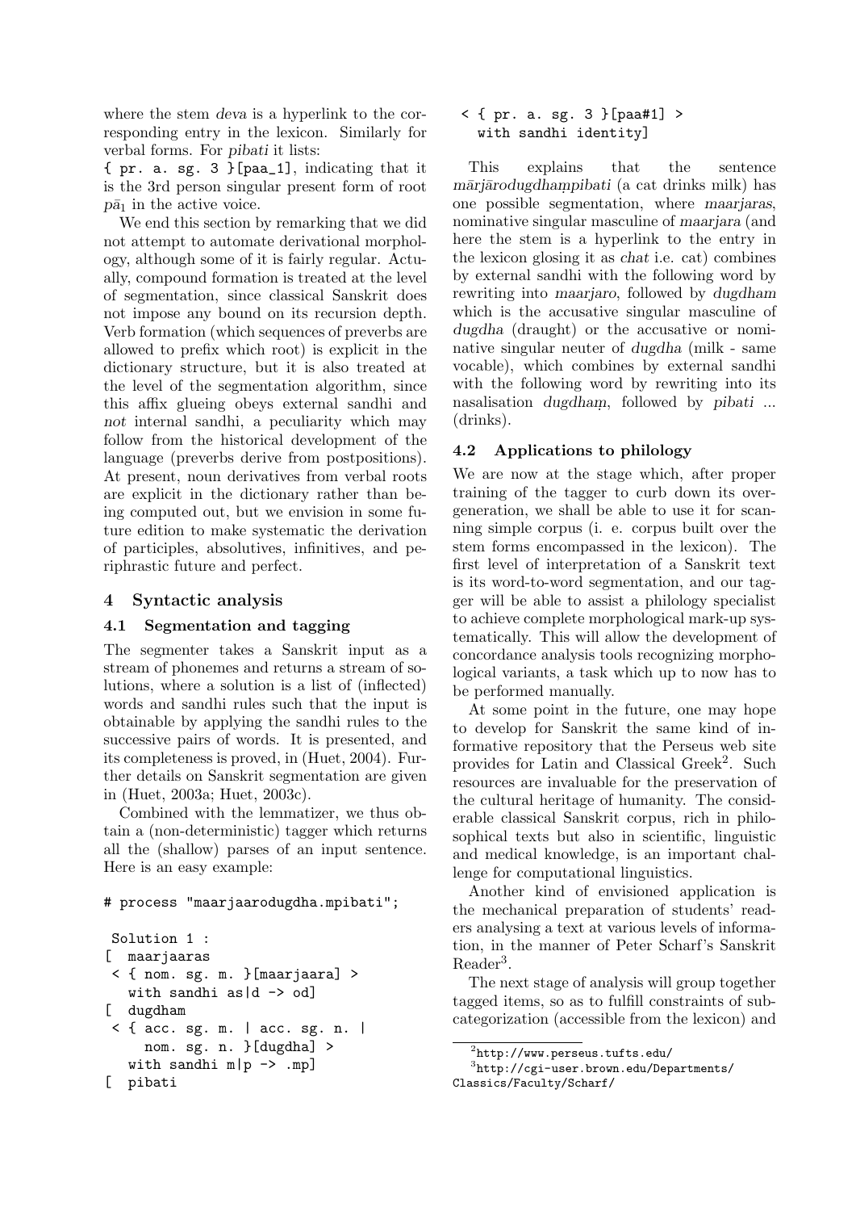where the stem *deva* is a hyperlink to the corresponding entry in the lexicon. Similarly for verbal forms. For *pibati* it lists:
`{ pr. a. sg. 3 }[paa_1]`, indicating that it is the 3rd person singular present form of root $p\bar{a}_1$ in the active voice.

We end this section by remarking that we did not attempt to automate derivational morphology, although some of it is fairly regular. Actually, compound formation is treated at the level of segmentation, since classical Sanskrit does not impose any bound on its recursion depth. Verb formation (which sequences of preverbs are allowed to prefix which root) is explicit in the dictionary structure, but it is also treated at the level of the segmentation algorithm, since this affix glueing obeys external sandhi and *not* internal sandhi, a peculiarity which may follow from the historical development of the language (preverbs derive from postpositions). At present, noun derivatives from verbal roots are explicit in the dictionary rather than being computed out, but we envision in some future edition to make systematic the derivation of participles, absolutives, infinitives, and periphrastic future and perfect.

## 4 Syntactic analysis

### 4.1 Segmentation and tagging

The segmenter takes a Sanskrit input as a stream of phonemes and returns a stream of solutions, where a solution is a list of (inflected) words and sandhi rules such that the input is obtainable by applying the sandhi rules to the successive pairs of words. It is presented, and its completeness is proved, in (Huet, 2004). Further details on Sanskrit segmentation are given in (Huet, 2003a; Huet, 2003c).

Combined with the lemmatizer, we thus obtain a (non-deterministic) tagger which returns all the (shallow) parses of an input sentence. Here is an easy example:

```
# process "maarjaarodugdha.mpibati";

 Solution 1 :
[  maarjaaras
 < { nom. sg. m. }[maarjaara] >
   with sandhi as|d -> od]
[  dugdham
 < { acc. sg. m. | acc. sg. n. |
     nom. sg. n. }[dugdha] >
   with sandhi m|p -> .mp]
[  pibati
 < { pr. a. sg. 3 }[paa#1] >
   with sandhi identity]
```

This explains that the sentence *mārjārodugdhaṃpibati* (a cat drinks milk) has one possible segmentation, where *maarjaras*, nominative singular masculine of *maarjara* (and here the stem is a hyperlink to the entry in the lexicon glosing it as *chat* i.e. cat) combines by external sandhi with the following word by rewriting into *maarjaro*, followed by *dugdham* which is the accusative singular masculine of *dugdha* (draught) or the accusative or nominative singular neuter of *dugdha* (milk - same vocable), which combines by external sandhi with the following word by rewriting into its nasalisation *dugdhaṃ*, followed by *pibati* ... (drinks).

### 4.2 Applications to philology

We are now at the stage which, after proper training of the tagger to curb down its overgeneration, we shall be able to use it for scanning simple corpus (i. e. corpus built over the stem forms encompassed in the lexicon). The first level of interpretation of a Sanskrit text is its word-to-word segmentation, and our tagger will be able to assist a philology specialist to achieve complete morphological mark-up systematically. This will allow the development of concordance analysis tools recognizing morphological variants, a task which up to now has to be performed manually.

At some point in the future, one may hope to develop for Sanskrit the same kind of informative repository that the Perseus web site provides for Latin and Classical Greek[2]. Such resources are invaluable for the preservation of the cultural heritage of humanity. The considerable classical Sanskrit corpus, rich in philosophical texts but also in scientific, linguistic and medical knowledge, is an important challenge for computational linguistics.

Another kind of envisioned application is the mechanical preparation of students' readers analysing a text at various levels of information, in the manner of Peter Scharf's Sanskrit Reader[3].

The next stage of analysis will group together tagged items, so as to fulfill constraints of subcategorization (accessible from the lexicon) and

---

[2] http://www.perseus.tufts.edu/

[3] http://cgi-user.brown.edu/Departments/Classics/Faculty/Scharf/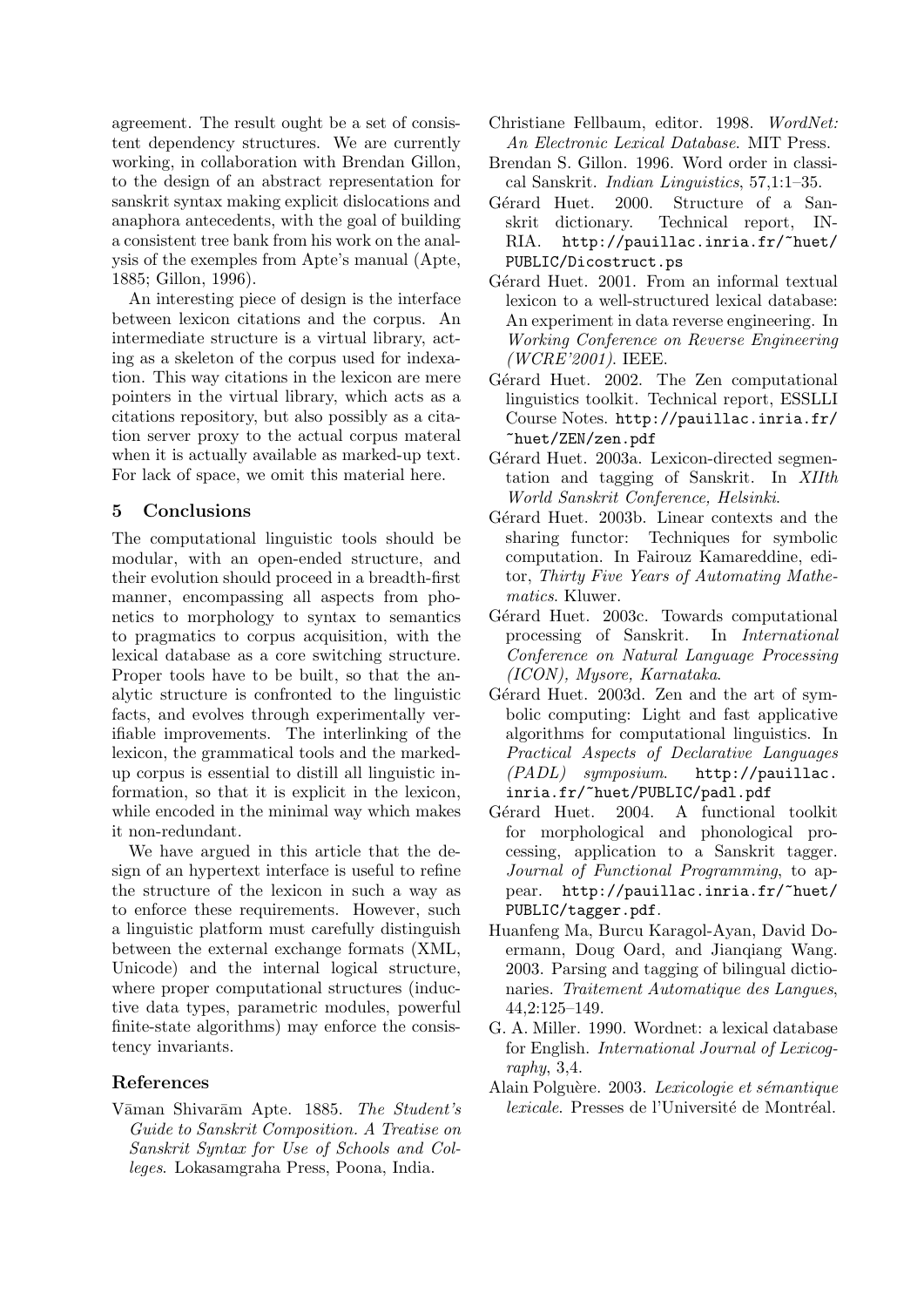agreement. The result ought be a set of consistent dependency structures. We are currently working, in collaboration with Brendan Gillon, to the design of an abstract representation for sanskrit syntax making explicit dislocations and anaphora antecedents, with the goal of building a consistent tree bank from his work on the analysis of the exemples from Apte's manual (Apte, 1885; Gillon, 1996).

An interesting piece of design is the interface between lexicon citations and the corpus. An intermediate structure is a virtual library, acting as a skeleton of the corpus used for indexation. This way citations in the lexicon are mere pointers in the virtual library, which acts as a citations repository, but also possibly as a citation server proxy to the actual corpus materal when it is actually available as marked-up text. For lack of space, we omit this material here.

## 5 Conclusions

The computational linguistic tools should be modular, with an open-ended structure, and their evolution should proceed in a breadth-first manner, encompassing all aspects from phonetics to morphology to syntax to semantics to pragmatics to corpus acquisition, with the lexical database as a core switching structure. Proper tools have to be built, so that the analytic structure is confronted to the linguistic facts, and evolves through experimentally verifiable improvements. The interlinking of the lexicon, the grammatical tools and the marked-up corpus is essential to distill all linguistic information, so that it is explicit in the lexicon, while encoded in the minimal way which makes it non-redundant.

We have argued in this article that the design of an hypertext interface is useful to refine the structure of the lexicon in such a way as to enforce these requirements. However, such a linguistic platform must carefully distinguish between the external exchange formats (XML, Unicode) and the internal logical structure, where proper computational structures (inductive data types, parametric modules, powerful finite-state algorithms) may enforce the consistency invariants.

## References

Vāman Shivarām Apte. 1885. *The Student's Guide to Sanskrit Composition. A Treatise on Sanskrit Syntax for Use of Schools and Colleges*. Lokasamgraha Press, Poona, India.

Christiane Fellbaum, editor. 1998. *WordNet: An Electronic Lexical Database*. MIT Press.

Brendan S. Gillon. 1996. Word order in classical Sanskrit. *Indian Linguistics*, 57,1:1–35.

Gérard Huet. 2000. Structure of a Sanskrit dictionary. Technical report, INRIA. http://pauillac.inria.fr/~huet/PUBLIC/Dicostruct.ps

Gérard Huet. 2001. From an informal textual lexicon to a well-structured lexical database: An experiment in data reverse engineering. In *Working Conference on Reverse Engineering (WCRE'2001)*. IEEE.

Gérard Huet. 2002. The Zen computational linguistics toolkit. Technical report, ESSLLI Course Notes. http://pauillac.inria.fr/~huet/ZEN/zen.pdf

Gérard Huet. 2003a. Lexicon-directed segmentation and tagging of Sanskrit. In *XIIth World Sanskrit Conference, Helsinki*.

Gérard Huet. 2003b. Linear contexts and the sharing functor: Techniques for symbolic computation. In Fairouz Kamareddine, editor, *Thirty Five Years of Automating Mathematics*. Kluwer.

Gérard Huet. 2003c. Towards computational processing of Sanskrit. In *International Conference on Natural Language Processing (ICON), Mysore, Karnataka*.

Gérard Huet. 2003d. Zen and the art of symbolic computing: Light and fast applicative algorithms for computational linguistics. In *Practical Aspects of Declarative Languages (PADL) symposium*. http://pauillac.inria.fr/~huet/PUBLIC/padl.pdf

Gérard Huet. 2004. A functional toolkit for morphological and phonological processing, application to a Sanskrit tagger. *Journal of Functional Programming*, to appear. http://pauillac.inria.fr/~huet/PUBLIC/tagger.pdf.

Huanfeng Ma, Burcu Karagol-Ayan, David Doermann, Doug Oard, and Jianqiang Wang. 2003. Parsing and tagging of bilingual dictionaries. *Traitement Automatique des Langues*, 44,2:125–149.

G. A. Miller. 1990. Wordnet: a lexical database for English. *International Journal of Lexicography*, 3,4.

Alain Polguère. 2003. *Lexicologie et sémantique lexicale*. Presses de l'Université de Montréal.